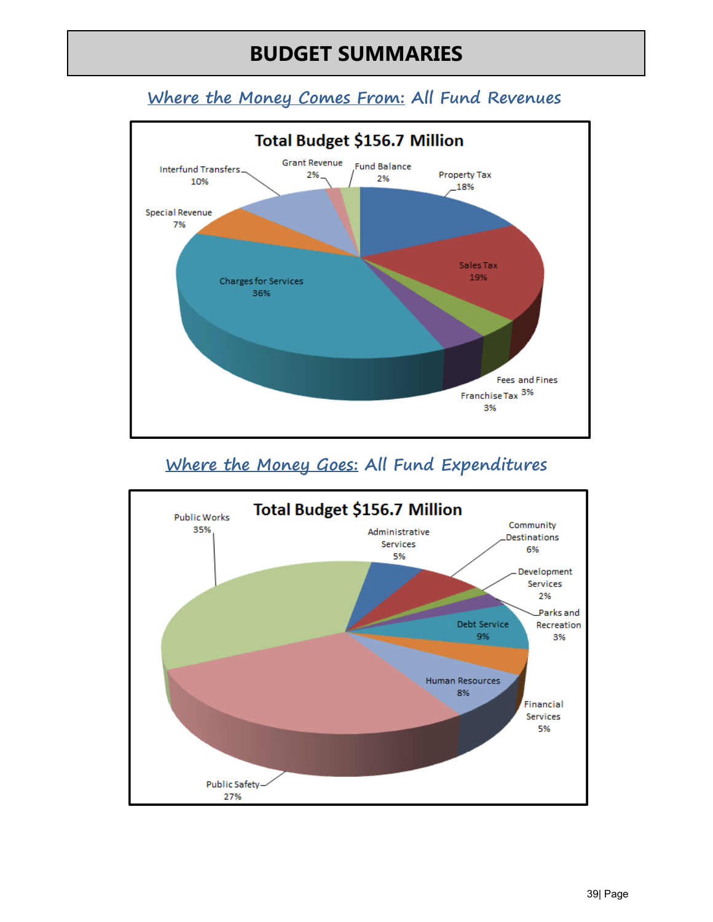# BUDGET SUMMARIES

## Where the Money Comes From: All Fund Revenues

**Total Budget $156.7 Million**

| Revenue Source | Percent |
|---|---|
| Property Tax | 18% |
| Sales Tax | 19% |
| Fees and Fines | 3% |
| Franchise Tax | 3% |
| Charges for Services | 36% |
| Special Revenue | 7% |
| Interfund Transfers | 10% |
| Grant Revenue | 2% |
| Fund Balance | 2% |

## Where the Money Goes: All Fund Expenditures

**Total Budget $156.7 Million**

| Expenditure | Percent |
|---|---|
| Public Works | 35% |
| Administrative Services | 5% |
| Community Destinations | 6% |
| Development Services | 2% |
| Parks and Recreation | 3% |
| Debt Service | 9% |
| Financial Services | 5% |
| Human Resources | 8% |
| Public Safety | 27% |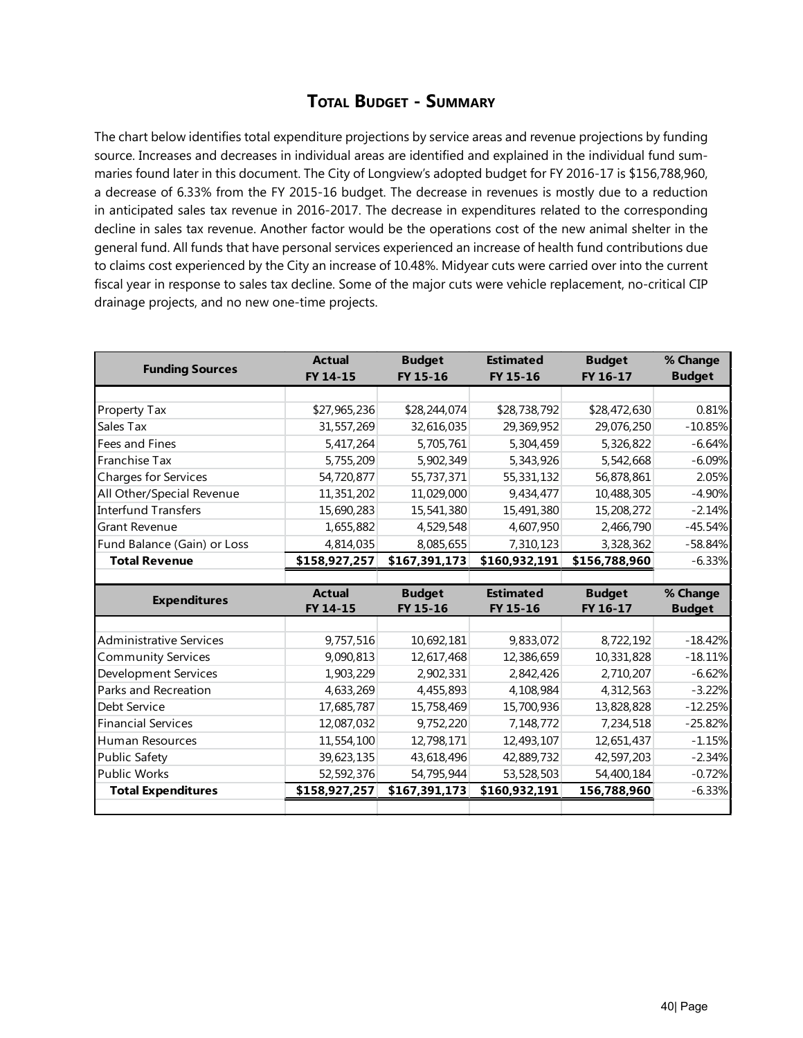## Total Budget - Summary

The chart below identifies total expenditure projections by service areas and revenue projections by funding source. Increases and decreases in individual areas are identified and explained in the individual fund summaries found later in this document. The City of Longview's adopted budget for FY 2016-17 is $156,788,960, a decrease of 6.33% from the FY 2015-16 budget. The decrease in revenues is mostly due to a reduction in anticipated sales tax revenue in 2016-2017. The decrease in expenditures related to the corresponding decline in sales tax revenue. Another factor would be the operations cost of the new animal shelter in the general fund. All funds that have personal services experienced an increase of health fund contributions due to claims cost experienced by the City an increase of 10.48%. Midyear cuts were carried over into the current fiscal year in response to sales tax decline. Some of the major cuts were vehicle replacement, no-critical CIP drainage projects, and no new one-time projects.

| Funding Sources | Actual FY 14-15 | Budget FY 15-16 | Estimated FY 15-16 | Budget FY 16-17 | % Change Budget |
|---|---|---|---|---|---|
| Property Tax | $27,965,236 | $28,244,074 | $28,738,792 | $28,472,630 | 0.81% |
| Sales Tax | 31,557,269 | 32,616,035 | 29,369,952 | 29,076,250 | -10.85% |
| Fees and Fines | 5,417,264 | 5,705,761 | 5,304,459 | 5,326,822 | -6.64% |
| Franchise Tax | 5,755,209 | 5,902,349 | 5,343,926 | 5,542,668 | -6.09% |
| Charges for Services | 54,720,877 | 55,737,371 | 55,331,132 | 56,878,861 | 2.05% |
| All Other/Special Revenue | 11,351,202 | 11,029,000 | 9,434,477 | 10,488,305 | -4.90% |
| Interfund Transfers | 15,690,283 | 15,541,380 | 15,491,380 | 15,208,272 | -2.14% |
| Grant Revenue | 1,655,882 | 4,529,548 | 4,607,950 | 2,466,790 | -45.54% |
| Fund Balance (Gain) or Loss | 4,814,035 | 8,085,655 | 7,310,123 | 3,328,362 | -58.84% |
| **Total Revenue** | **$158,927,257** | **$167,391,173** | **$160,932,191** | **$156,788,960** | -6.33% |

| Expenditures | Actual FY 14-15 | Budget FY 15-16 | Estimated FY 15-16 | Budget FY 16-17 | % Change Budget |
|---|---|---|---|---|---|
| Administrative Services | 9,757,516 | 10,692,181 | 9,833,072 | 8,722,192 | -18.42% |
| Community Services | 9,090,813 | 12,617,468 | 12,386,659 | 10,331,828 | -18.11% |
| Development Services | 1,903,229 | 2,902,331 | 2,842,426 | 2,710,207 | -6.62% |
| Parks and Recreation | 4,633,269 | 4,455,893 | 4,108,984 | 4,312,563 | -3.22% |
| Debt Service | 17,685,787 | 15,758,469 | 15,700,936 | 13,828,828 | -12.25% |
| Financial Services | 12,087,032 | 9,752,220 | 7,148,772 | 7,234,518 | -25.82% |
| Human Resources | 11,554,100 | 12,798,171 | 12,493,107 | 12,651,437 | -1.15% |
| Public Safety | 39,623,135 | 43,618,496 | 42,889,732 | 42,597,203 | -2.34% |
| Public Works | 52,592,376 | 54,795,944 | 53,528,503 | 54,400,184 | -0.72% |
| **Total Expenditures** | **$158,927,257** | **$167,391,173** | **$160,932,191** | **156,788,960** | -6.33% |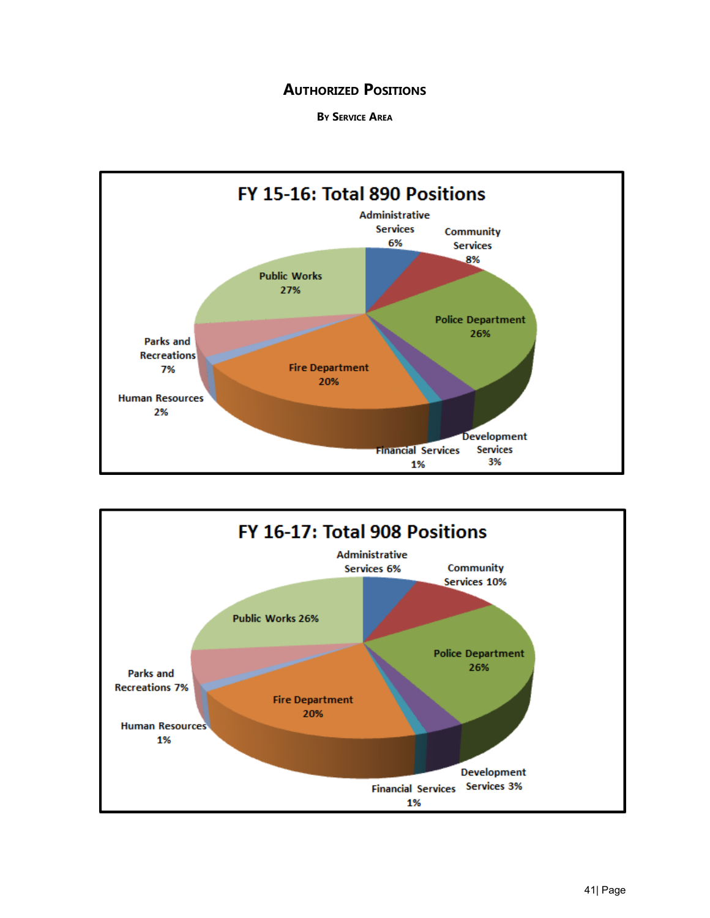# Authorized Positions

## By Service Area

**FY 15-16: Total 890 Positions**

- Administrative Services 6%
- Community Services 8%
- Police Department 26%
- Development Services 3%
- Financial Services 1%
- Fire Department 20%
- Human Resources 2%
- Parks and Recreations 7%
- Public Works 27%

**FY 16-17: Total 908 Positions**

- Administrative Services 6%
- Community Services 10%
- Police Department 26%
- Development Services 3%
- Financial Services 1%
- Fire Department 20%
- Human Resources 1%
- Parks and Recreations 7%
- Public Works 26%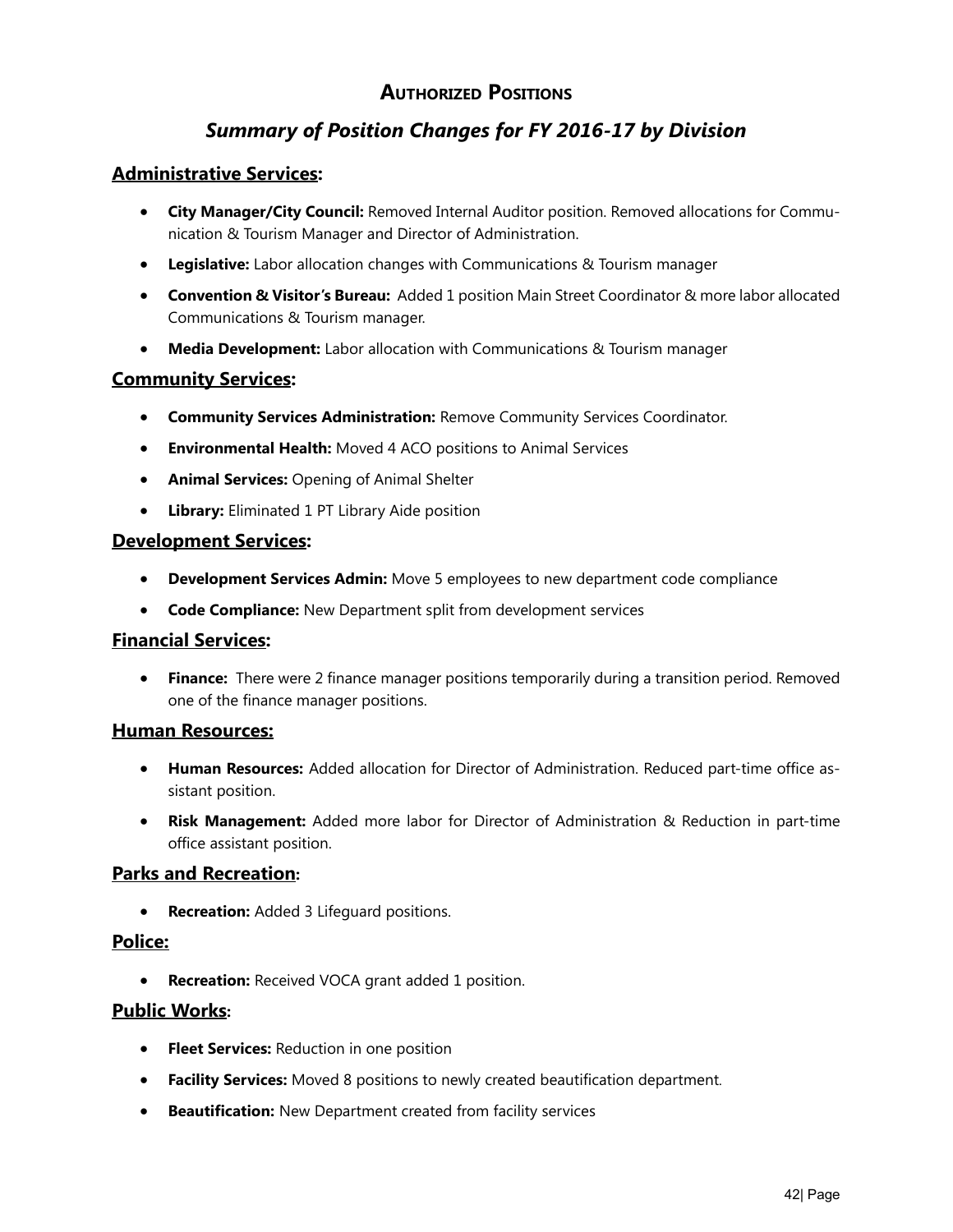# Authorized Positions

## *Summary of Position Changes for FY 2016-17 by Division*

### Administrative Services:

- **City Manager/City Council:** Removed Internal Auditor position. Removed allocations for Communication & Tourism Manager and Director of Administration.
- **Legislative:** Labor allocation changes with Communications & Tourism manager
- **Convention & Visitor's Bureau:** Added 1 position Main Street Coordinator & more labor allocated Communications & Tourism manager.
- **Media Development:** Labor allocation with Communications & Tourism manager

### Community Services:

- **Community Services Administration:** Remove Community Services Coordinator.
- **Environmental Health:** Moved 4 ACO positions to Animal Services
- **Animal Services:** Opening of Animal Shelter
- **Library:** Eliminated 1 PT Library Aide position

### Development Services:

- **Development Services Admin:** Move 5 employees to new department code compliance
- **Code Compliance:** New Department split from development services

### Financial Services:

- **Finance:** There were 2 finance manager positions temporarily during a transition period. Removed one of the finance manager positions.

### Human Resources:

- **Human Resources:** Added allocation for Director of Administration. Reduced part-time office assistant position.
- **Risk Management:** Added more labor for Director of Administration & Reduction in part-time office assistant position.

### Parks and Recreation:

- **Recreation:** Added 3 Lifeguard positions.

### Police:

- **Recreation:** Received VOCA grant added 1 position.

### Public Works:

- **Fleet Services:** Reduction in one position
- **Facility Services:** Moved 8 positions to newly created beautification department.
- **Beautification:** New Department created from facility services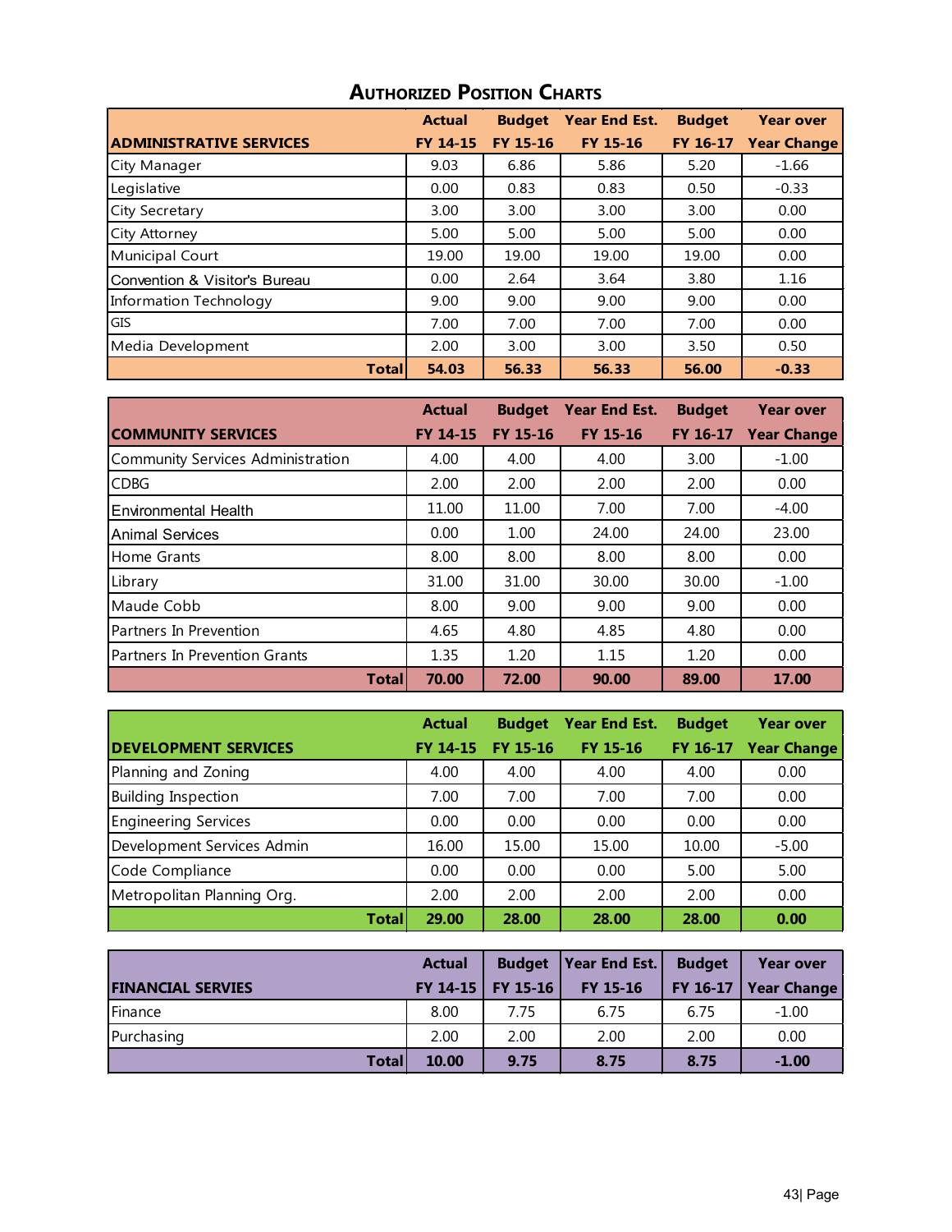# Authorized Position Charts

| ADMINISTRATIVE SERVICES | Actual FY 14-15 | Budget FY 15-16 | Year End Est. FY 15-16 | Budget FY 16-17 | Year over Year Change |
|---|---|---|---|---|---|
| City Manager | 9.03 | 6.86 | 5.86 | 5.20 | -1.66 |
| Legislative | 0.00 | 0.83 | 0.83 | 0.50 | -0.33 |
| City Secretary | 3.00 | 3.00 | 3.00 | 3.00 | 0.00 |
| City Attorney | 5.00 | 5.00 | 5.00 | 5.00 | 0.00 |
| Municipal Court | 19.00 | 19.00 | 19.00 | 19.00 | 0.00 |
| Convention & Visitor's Bureau | 0.00 | 2.64 | 3.64 | 3.80 | 1.16 |
| Information Technology | 9.00 | 9.00 | 9.00 | 9.00 | 0.00 |
| GIS | 7.00 | 7.00 | 7.00 | 7.00 | 0.00 |
| Media Development | 2.00 | 3.00 | 3.00 | 3.50 | 0.50 |
| **Total** | **54.03** | **56.33** | **56.33** | **56.00** | **-0.33** |

| COMMUNITY SERVICES | Actual FY 14-15 | Budget FY 15-16 | Year End Est. FY 15-16 | Budget FY 16-17 | Year over Year Change |
|---|---|---|---|---|---|
| Community Services Administration | 4.00 | 4.00 | 4.00 | 3.00 | -1.00 |
| CDBG | 2.00 | 2.00 | 2.00 | 2.00 | 0.00 |
| Environmental Health | 11.00 | 11.00 | 7.00 | 7.00 | -4.00 |
| Animal Services | 0.00 | 1.00 | 24.00 | 24.00 | 23.00 |
| Home Grants | 8.00 | 8.00 | 8.00 | 8.00 | 0.00 |
| Library | 31.00 | 31.00 | 30.00 | 30.00 | -1.00 |
| Maude Cobb | 8.00 | 9.00 | 9.00 | 9.00 | 0.00 |
| Partners In Prevention | 4.65 | 4.80 | 4.85 | 4.80 | 0.00 |
| Partners In Prevention Grants | 1.35 | 1.20 | 1.15 | 1.20 | 0.00 |
| **Total** | **70.00** | **72.00** | **90.00** | **89.00** | **17.00** |

| DEVELOPMENT SERVICES | Actual FY 14-15 | Budget FY 15-16 | Year End Est. FY 15-16 | Budget FY 16-17 | Year over Year Change |
|---|---|---|---|---|---|
| Planning and Zoning | 4.00 | 4.00 | 4.00 | 4.00 | 0.00 |
| Building Inspection | 7.00 | 7.00 | 7.00 | 7.00 | 0.00 |
| Engineering Services | 0.00 | 0.00 | 0.00 | 0.00 | 0.00 |
| Development Services Admin | 16.00 | 15.00 | 15.00 | 10.00 | -5.00 |
| Code Compliance | 0.00 | 0.00 | 0.00 | 5.00 | 5.00 |
| Metropolitan Planning Org. | 2.00 | 2.00 | 2.00 | 2.00 | 0.00 |
| **Total** | **29.00** | **28.00** | **28.00** | **28.00** | **0.00** |

| FINANCIAL SERVIES | Actual FY 14-15 | Budget FY 15-16 | Year End Est. FY 15-16 | Budget FY 16-17 | Year over Year Change |
|---|---|---|---|---|---|
| Finance | 8.00 | 7.75 | 6.75 | 6.75 | -1.00 |
| Purchasing | 2.00 | 2.00 | 2.00 | 2.00 | 0.00 |
| **Total** | **10.00** | **9.75** | **8.75** | **8.75** | **-1.00** |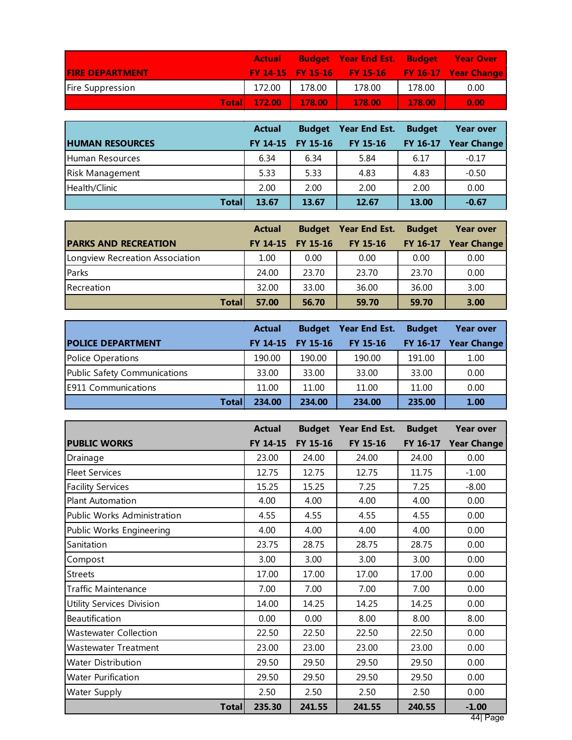| FIRE DEPARTMENT | Actual FY 14-15 | Budget FY 15-16 | Year End Est. FY 15-16 | Budget FY 16-17 | Year Over Year Change |
|---|---|---|---|---|---|
| Fire Suppression | 172.00 | 178.00 | 178.00 | 178.00 | 0.00 |
| **Total** | **172.00** | **178.00** | **178.00** | **178.00** | **0.00** |

| HUMAN RESOURCES | Actual FY 14-15 | Budget FY 15-16 | Year End Est. FY 15-16 | Budget FY 16-17 | Year over Year Change |
|---|---|---|---|---|---|
| Human Resources | 6.34 | 6.34 | 5.84 | 6.17 | -0.17 |
| Risk Management | 5.33 | 5.33 | 4.83 | 4.83 | -0.50 |
| Health/Clinic | 2.00 | 2.00 | 2.00 | 2.00 | 0.00 |
| **Total** | **13.67** | **13.67** | **12.67** | **13.00** | **-0.67** |

| PARKS AND RECREATION | Actual FY 14-15 | Budget FY 15-16 | Year End Est. FY 15-16 | Budget FY 16-17 | Year over Year Change |
|---|---|---|---|---|---|
| Longview Recreation Association | 1.00 | 0.00 | 0.00 | 0.00 | 0.00 |
| Parks | 24.00 | 23.70 | 23.70 | 23.70 | 0.00 |
| Recreation | 32.00 | 33.00 | 36.00 | 36.00 | 3.00 |
| **Total** | **57.00** | **56.70** | **59.70** | **59.70** | **3.00** |

| POLICE DEPARTMENT | Actual FY 14-15 | Budget FY 15-16 | Year End Est. FY 15-16 | Budget FY 16-17 | Year over Year Change |
|---|---|---|---|---|---|
| Police Operations | 190.00 | 190.00 | 190.00 | 191.00 | 1.00 |
| Public Safety Communications | 33.00 | 33.00 | 33.00 | 33.00 | 0.00 |
| E911 Communications | 11.00 | 11.00 | 11.00 | 11.00 | 0.00 |
| **Total** | **234.00** | **234.00** | **234.00** | **235.00** | **1.00** |

| PUBLIC WORKS | Actual FY 14-15 | Budget FY 15-16 | Year End Est. FY 15-16 | Budget FY 16-17 | Year over Year Change |
|---|---|---|---|---|---|
| Drainage | 23.00 | 24.00 | 24.00 | 24.00 | 0.00 |
| Fleet Services | 12.75 | 12.75 | 12.75 | 11.75 | -1.00 |
| Facility Services | 15.25 | 15.25 | 7.25 | 7.25 | -8.00 |
| Plant Automation | 4.00 | 4.00 | 4.00 | 4.00 | 0.00 |
| Public Works Administration | 4.55 | 4.55 | 4.55 | 4.55 | 0.00 |
| Public Works Engineering | 4.00 | 4.00 | 4.00 | 4.00 | 0.00 |
| Sanitation | 23.75 | 28.75 | 28.75 | 28.75 | 0.00 |
| Compost | 3.00 | 3.00 | 3.00 | 3.00 | 0.00 |
| Streets | 17.00 | 17.00 | 17.00 | 17.00 | 0.00 |
| Traffic Maintenance | 7.00 | 7.00 | 7.00 | 7.00 | 0.00 |
| Utility Services Division | 14.00 | 14.25 | 14.25 | 14.25 | 0.00 |
| Beautification | 0.00 | 0.00 | 8.00 | 8.00 | 8.00 |
| Wastewater Collection | 22.50 | 22.50 | 22.50 | 22.50 | 0.00 |
| Wastewater Treatment | 23.00 | 23.00 | 23.00 | 23.00 | 0.00 |
| Water Distribution | 29.50 | 29.50 | 29.50 | 29.50 | 0.00 |
| Water Purification | 29.50 | 29.50 | 29.50 | 29.50 | 0.00 |
| Water Supply | 2.50 | 2.50 | 2.50 | 2.50 | 0.00 |
| **Total** | **235.30** | **241.55** | **241.55** | **240.55** | **-1.00** |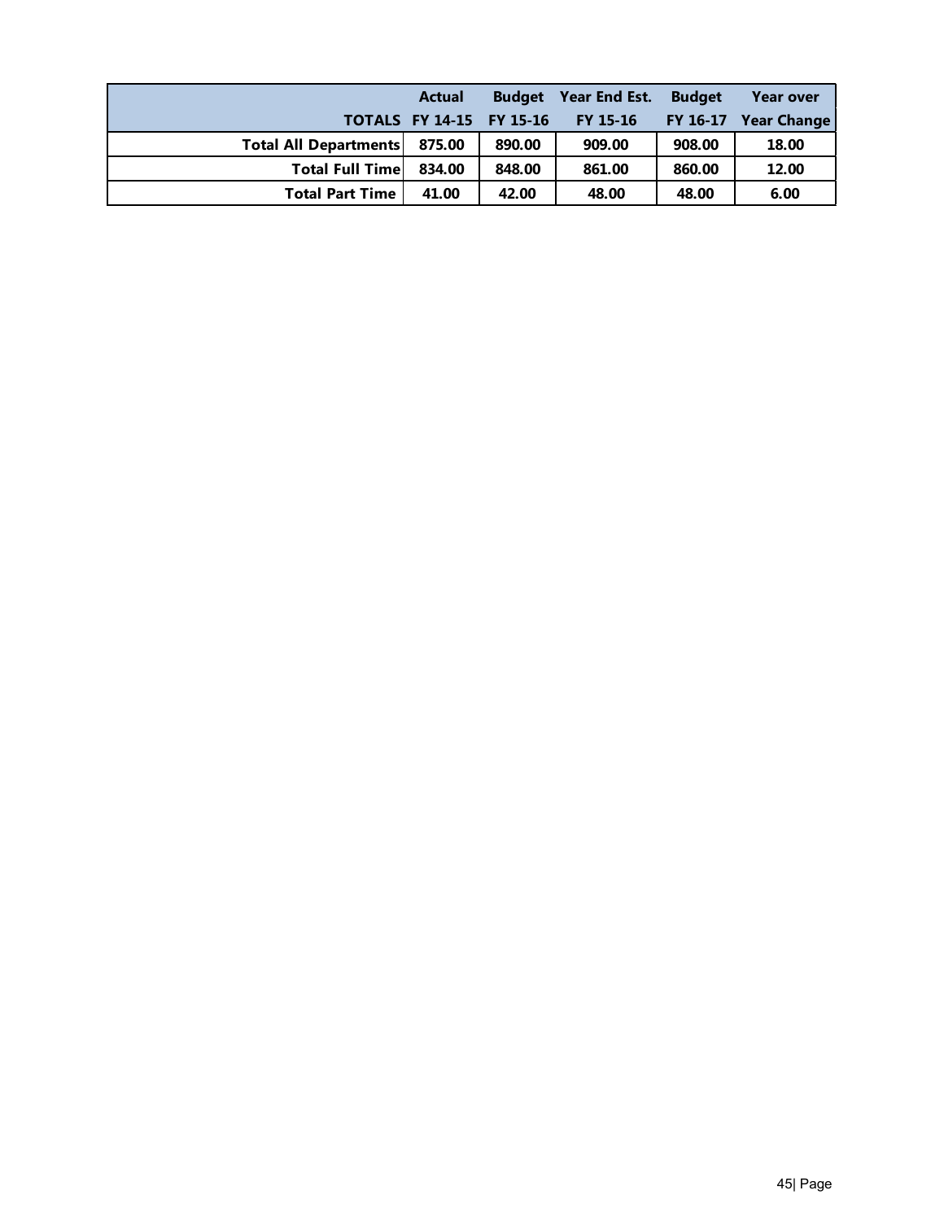| TOTALS | Actual FY 14-15 | Budget FY 15-16 | Year End Est. FY 15-16 | Budget FY 16-17 | Year over Year Change |
|---|---|---|---|---|---|
| **Total All Departments** | **875.00** | **890.00** | **909.00** | **908.00** | **18.00** |
| **Total Full Time** | **834.00** | **848.00** | **861.00** | **860.00** | **12.00** |
| **Total Part Time** | **41.00** | **42.00** | **48.00** | **48.00** | **6.00** |